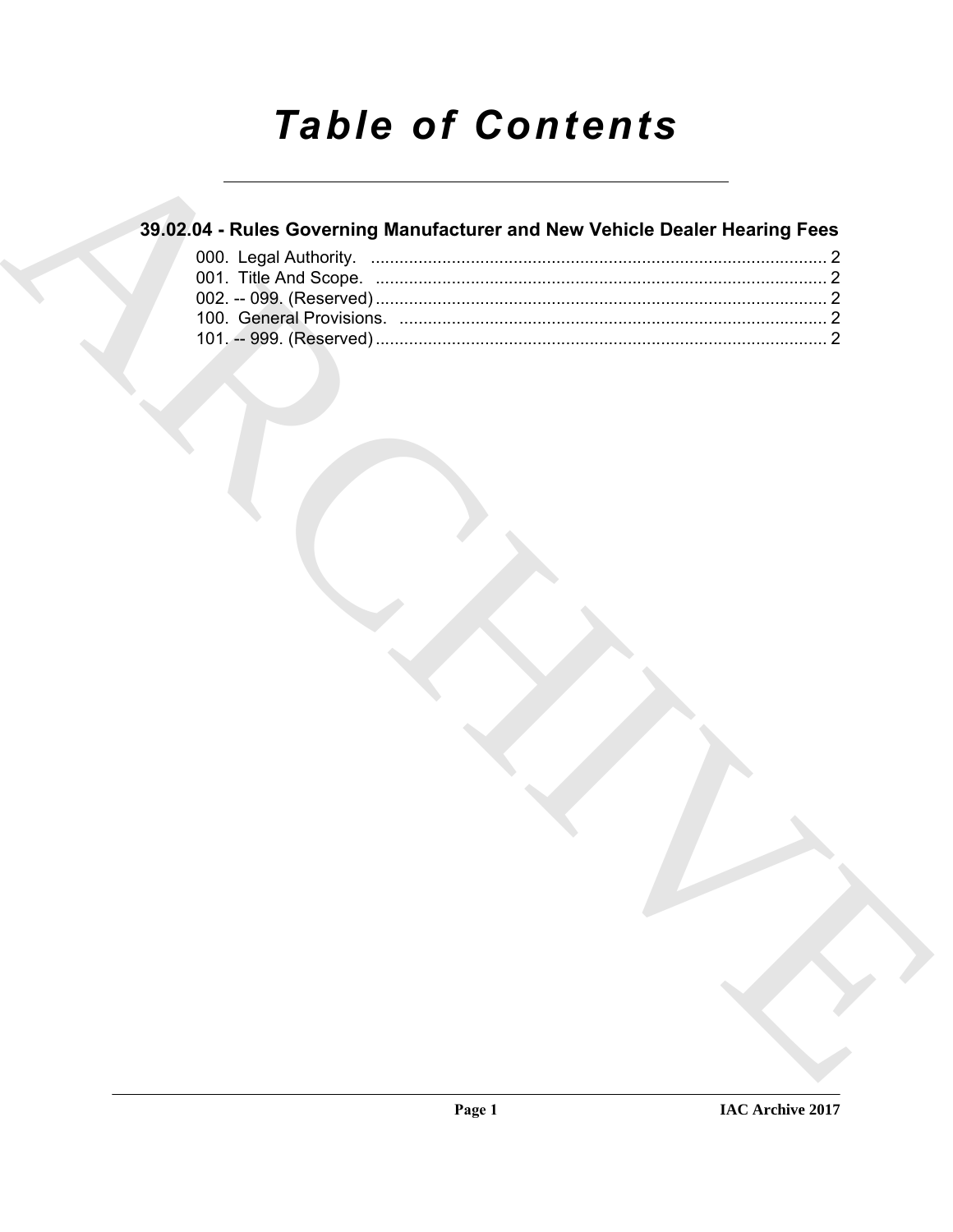# *Table of Contents*

## 39.02.04 - Rules Governing Manufacturer and New Vehicle Dealer Hearing Fees

000. Legal Authority. .......................................................................................... 2
001. Title And Scope. ........................................................................................... 2
002. -- 099. (Reserved) ........................................................................................ 2
100. General Provisions. ...................................................................................... 2
101. -- 999. (Reserved) ........................................................................................ 2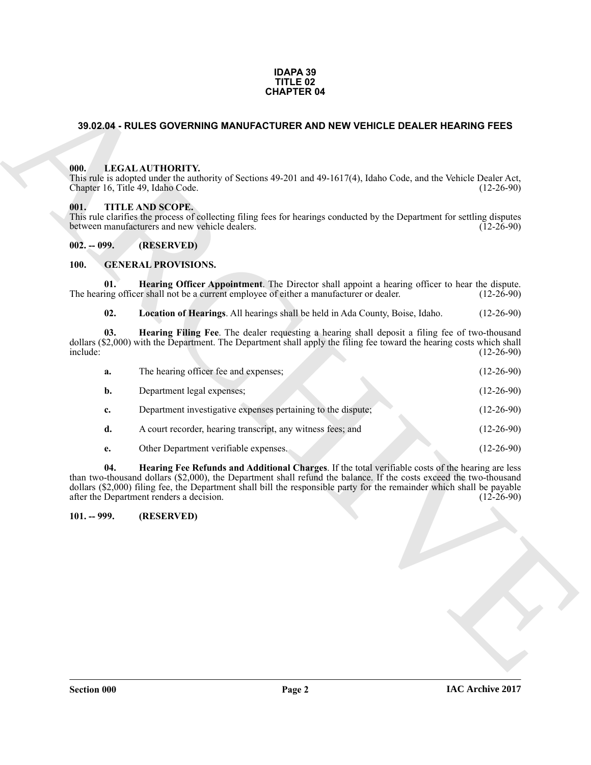**IDAPA 39**
**TITLE 02**
**CHAPTER 04**

## 39.02.04 - RULES GOVERNING MANUFACTURER AND NEW VEHICLE DEALER HEARING FEES

### 000. LEGAL AUTHORITY.

This rule is adopted under the authority of Sections 49-201 and 49-1617(4), Idaho Code, and the Vehicle Dealer Act, Chapter 16, Title 49, Idaho Code. (12-26-90)

### 001. TITLE AND SCOPE.

This rule clarifies the process of collecting filing fees for hearings conducted by the Department for settling disputes between manufacturers and new vehicle dealers. (12-26-90)

### 002. -- 099. (RESERVED)

### 100. GENERAL PROVISIONS.

**01. Hearing Officer Appointment**. The Director shall appoint a hearing officer to hear the dispute. The hearing officer shall not be a current employee of either a manufacturer or dealer. (12-26-90)

**02. Location of Hearings**. All hearings shall be held in Ada County, Boise, Idaho. (12-26-90)

**03. Hearing Filing Fee**. The dealer requesting a hearing shall deposit a filing fee of two-thousand dollars ($2,000) with the Department. The Department shall apply the filing fee toward the hearing costs which shall include: (12-26-90)

**a.** The hearing officer fee and expenses; (12-26-90)

**b.** Department legal expenses; (12-26-90)

**c.** Department investigative expenses pertaining to the dispute; (12-26-90)

**d.** A court recorder, hearing transcript, any witness fees; and (12-26-90)

**e.** Other Department verifiable expenses. (12-26-90)

**04. Hearing Fee Refunds and Additional Charges**. If the total verifiable costs of the hearing are less than two-thousand dollars ($2,000), the Department shall refund the balance. If the costs exceed the two-thousand dollars ($2,000) filing fee, the Department shall bill the responsible party for the remainder which shall be payable after the Department renders a decision. (12-26-90)

### 101. -- 999. (RESERVED)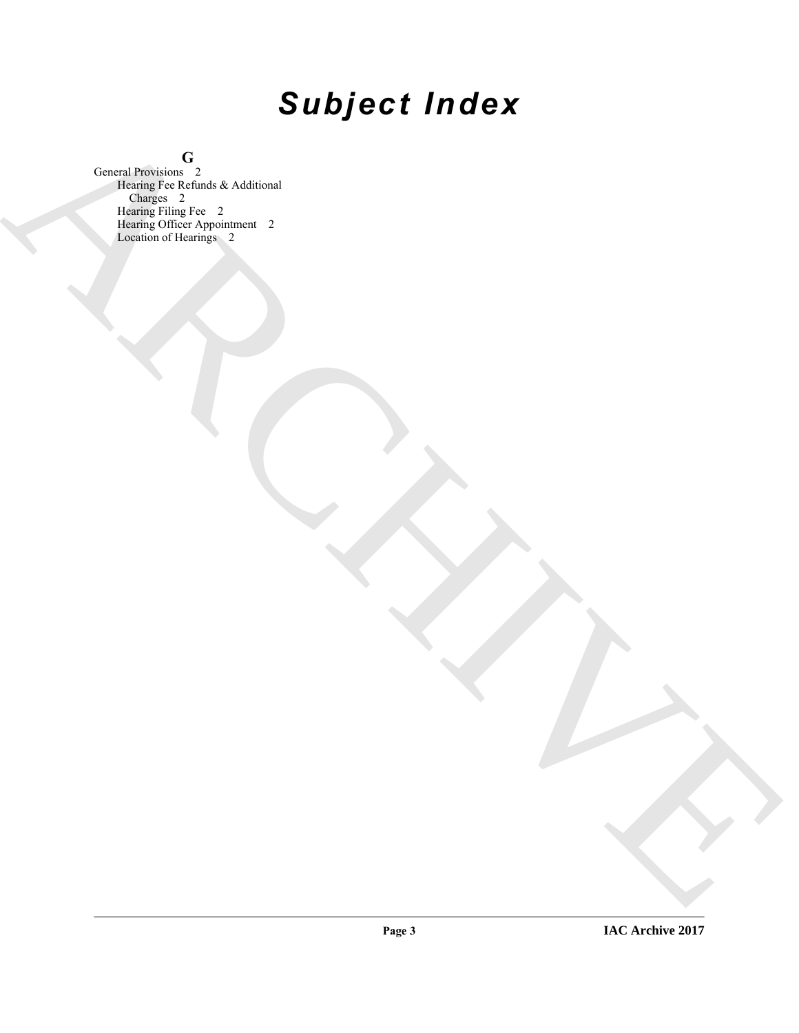# *Subject Index*

**G**

General Provisions 2
- Hearing Fee Refunds & Additional Charges 2
- Hearing Filing Fee 2
- Hearing Officer Appointment 2
- Location of Hearings 2